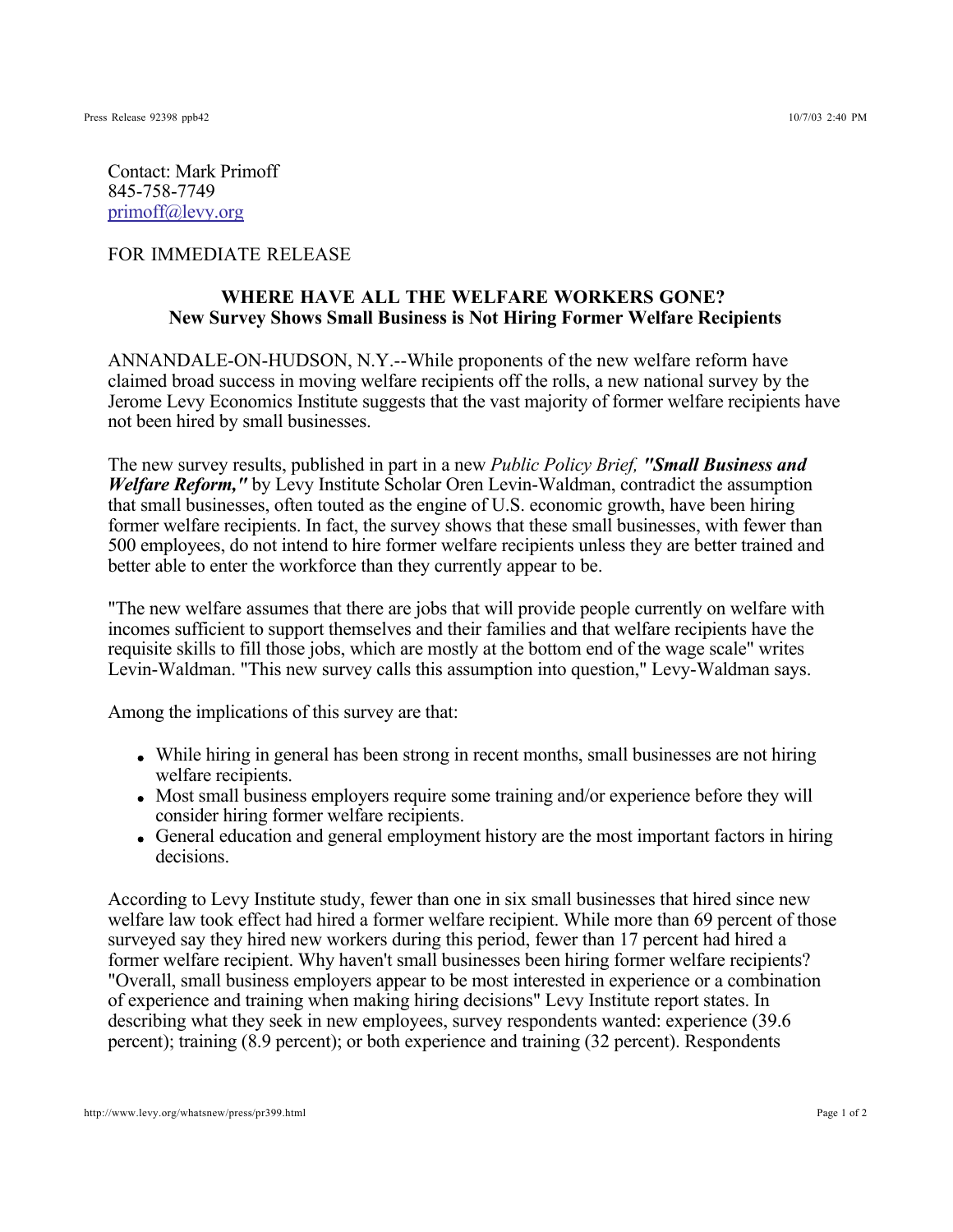Contact: Mark Primoff
845-758-7749
primoff@levy.org

FOR IMMEDIATE RELEASE

**WHERE HAVE ALL THE WELFARE WORKERS GONE?**
**New Survey Shows Small Business is Not Hiring Former Welfare Recipients**

ANNANDALE-ON-HUDSON, N.Y.--While proponents of the new welfare reform have claimed broad success in moving welfare recipients off the rolls, a new national survey by the Jerome Levy Economics Institute suggests that the vast majority of former welfare recipients have not been hired by small businesses.

The new survey results, published in part in a new *Public Policy Brief, **"Small Business and Welfare Reform,"*** by Levy Institute Scholar Oren Levin-Waldman, contradict the assumption that small businesses, often touted as the engine of U.S. economic growth, have been hiring former welfare recipients. In fact, the survey shows that these small businesses, with fewer than 500 employees, do not intend to hire former welfare recipients unless they are better trained and better able to enter the workforce than they currently appear to be.

"The new welfare assumes that there are jobs that will provide people currently on welfare with incomes sufficient to support themselves and their families and that welfare recipients have the requisite skills to fill those jobs, which are mostly at the bottom end of the wage scale" writes Levin-Waldman. "This new survey calls this assumption into question," Levy-Waldman says.

Among the implications of this survey are that:

- While hiring in general has been strong in recent months, small businesses are not hiring welfare recipients.
- Most small business employers require some training and/or experience before they will consider hiring former welfare recipients.
- General education and general employment history are the most important factors in hiring decisions.

According to Levy Institute study, fewer than one in six small businesses that hired since new welfare law took effect had hired a former welfare recipient. While more than 69 percent of those surveyed say they hired new workers during this period, fewer than 17 percent had hired a former welfare recipient. Why haven't small businesses been hiring former welfare recipients? "Overall, small business employers appear to be most interested in experience or a combination of experience and training when making hiring decisions" Levy Institute report states. In describing what they seek in new employees, survey respondents wanted: experience (39.6 percent); training (8.9 percent); or both experience and training (32 percent). Respondents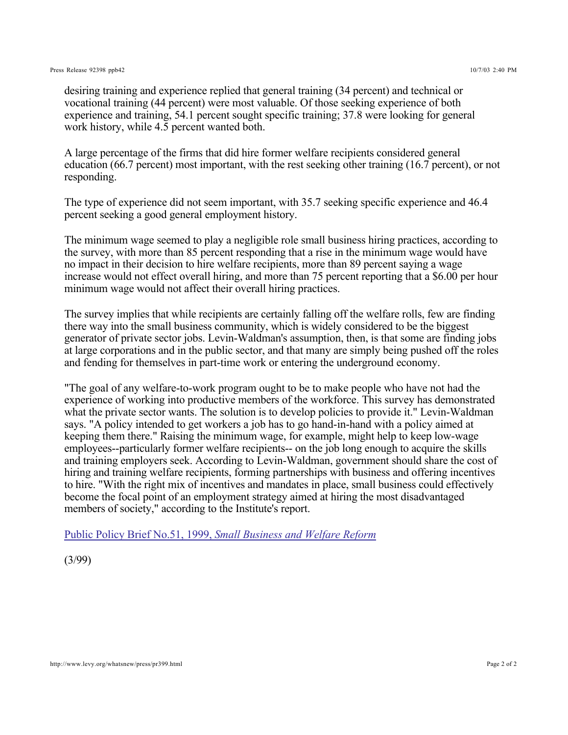desiring training and experience replied that general training (34 percent) and technical or vocational training (44 percent) were most valuable. Of those seeking experience of both experience and training, 54.1 percent sought specific training; 37.8 were looking for general work history, while 4.5 percent wanted both.

A large percentage of the firms that did hire former welfare recipients considered general education (66.7 percent) most important, with the rest seeking other training (16.7 percent), or not responding.

The type of experience did not seem important, with 35.7 seeking specific experience and 46.4 percent seeking a good general employment history.

The minimum wage seemed to play a negligible role small business hiring practices, according to the survey, with more than 85 percent responding that a rise in the minimum wage would have no impact in their decision to hire welfare recipients, more than 89 percent saying a wage increase would not effect overall hiring, and more than 75 percent reporting that a $6.00 per hour minimum wage would not affect their overall hiring practices.

The survey implies that while recipients are certainly falling off the welfare rolls, few are finding there way into the small business community, which is widely considered to be the biggest generator of private sector jobs. Levin-Waldman's assumption, then, is that some are finding jobs at large corporations and in the public sector, and that many are simply being pushed off the roles and fending for themselves in part-time work or entering the underground economy.

"The goal of any welfare-to-work program ought to be to make people who have not had the experience of working into productive members of the workforce. This survey has demonstrated what the private sector wants. The solution is to develop policies to provide it." Levin-Waldman says. "A policy intended to get workers a job has to go hand-in-hand with a policy aimed at keeping them there." Raising the minimum wage, for example, might help to keep low-wage employees--particularly former welfare recipients-- on the job long enough to acquire the skills and training employers seek. According to Levin-Waldman, government should share the cost of hiring and training welfare recipients, forming partnerships with business and offering incentives to hire. "With the right mix of incentives and mandates in place, small business could effectively become the focal point of an employment strategy aimed at hiring the most disadvantaged members of society," according to the Institute's report.

Public Policy Brief No.51, 1999, *Small Business and Welfare Reform*

(3/99)